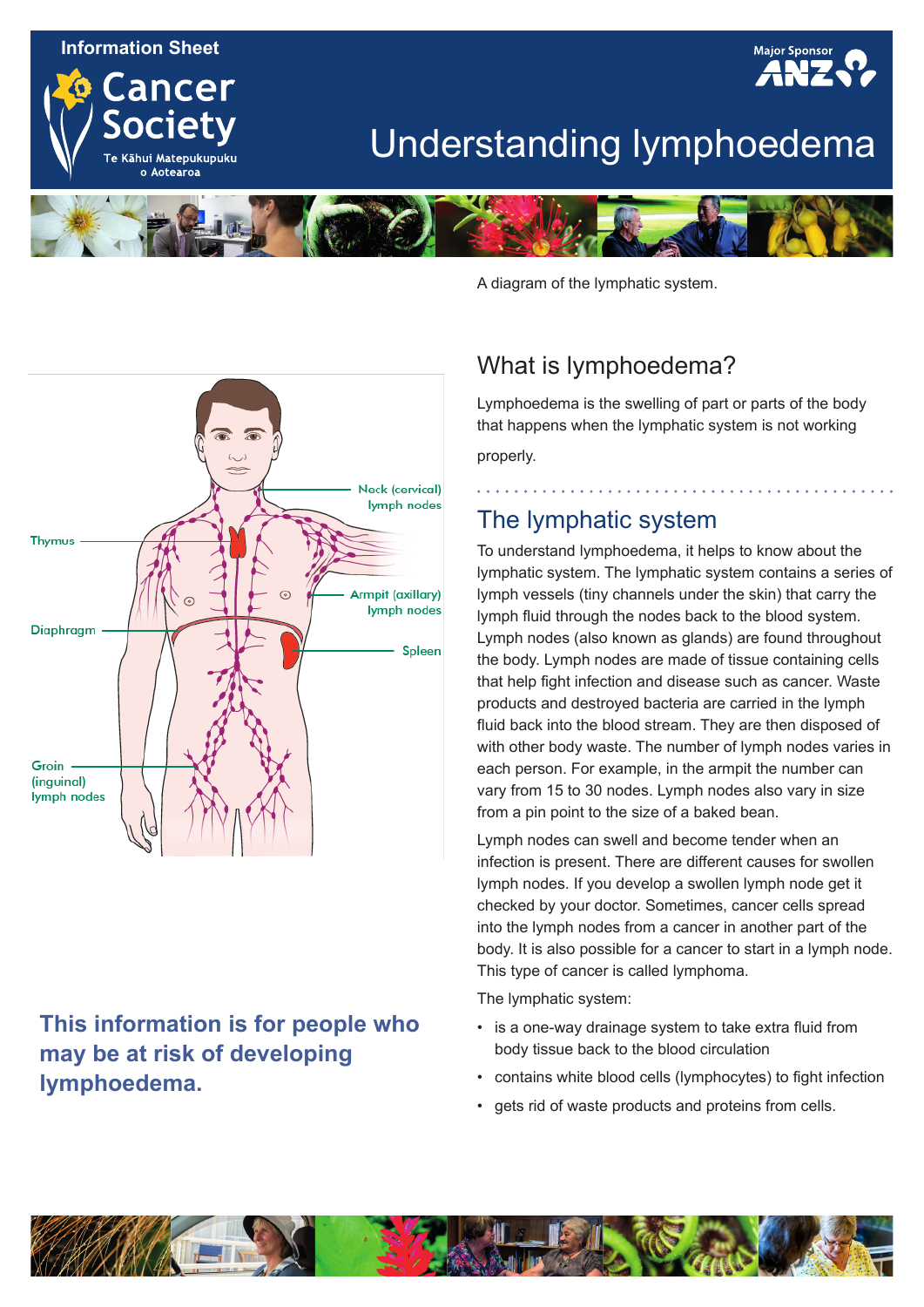Information Sheet

Cancer Society

Te Kāhui Matepukupuku o Aotearoa

Major Sponsor ANZ

# Understanding lymphoedema

A diagram of the lymphatic system.

Neck (cervical) lymph nodes

Thymus

Armpit (axillary) lymph nodes

Diaphragm

Spleen

Groin (inguinal) lymph nodes

**This information is for people who may be at risk of developing lymphoedema.**

## What is lymphoedema?

Lymphoedema is the swelling of part or parts of the body that happens when the lymphatic system is not working properly.

## The lymphatic system

To understand lymphoedema, it helps to know about the lymphatic system. The lymphatic system contains a series of lymph vessels (tiny channels under the skin) that carry the lymph fluid through the nodes back to the blood system. Lymph nodes (also known as glands) are found throughout the body. Lymph nodes are made of tissue containing cells that help fight infection and disease such as cancer. Waste products and destroyed bacteria are carried in the lymph fluid back into the blood stream. They are then disposed of with other body waste. The number of lymph nodes varies in each person. For example, in the armpit the number can vary from 15 to 30 nodes. Lymph nodes also vary in size from a pin point to the size of a baked bean.

Lymph nodes can swell and become tender when an infection is present. There are different causes for swollen lymph nodes. If you develop a swollen lymph node get it checked by your doctor. Sometimes, cancer cells spread into the lymph nodes from a cancer in another part of the body. It is also possible for a cancer to start in a lymph node. This type of cancer is called lymphoma.

The lymphatic system:

- is a one-way drainage system to take extra fluid from body tissue back to the blood circulation
- contains white blood cells (lymphocytes) to fight infection
- gets rid of waste products and proteins from cells.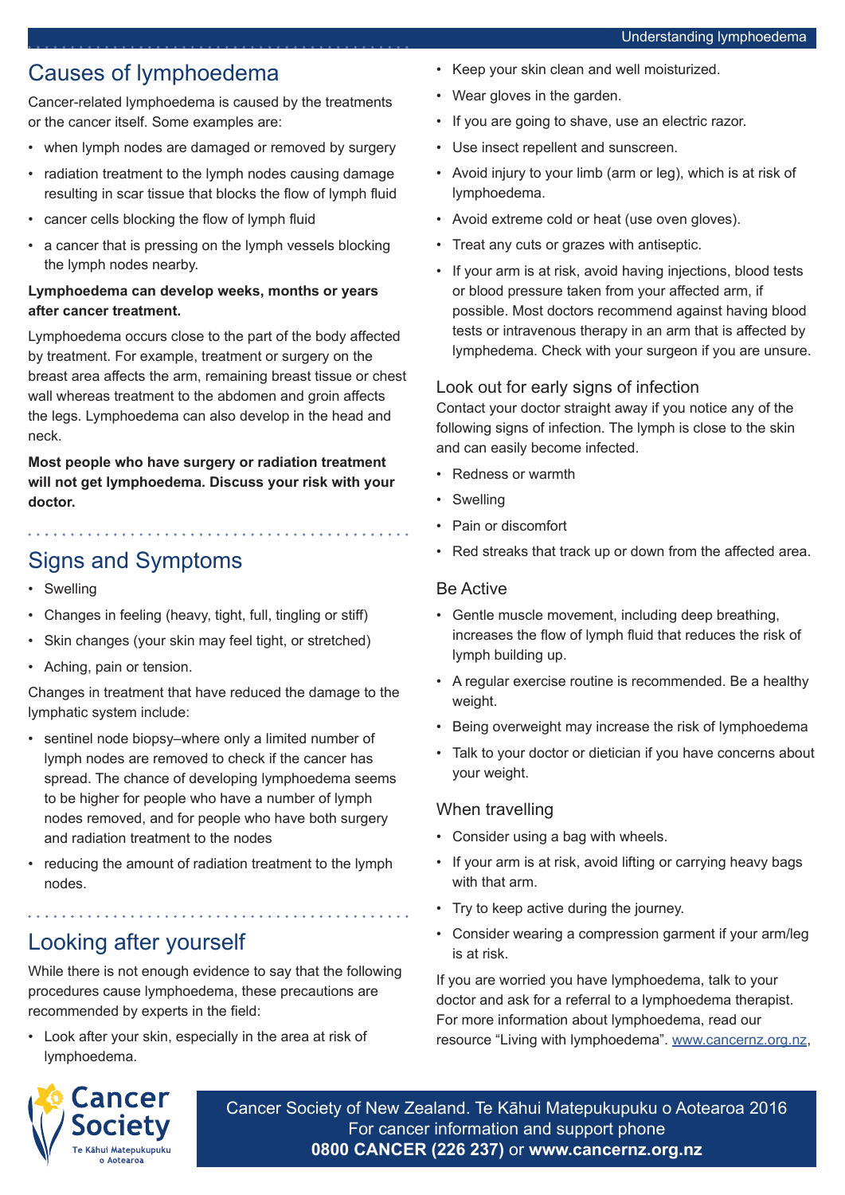## Causes of lymphoedema

Cancer-related lymphoedema is caused by the treatments or the cancer itself. Some examples are:

- when lymph nodes are damaged or removed by surgery
- radiation treatment to the lymph nodes causing damage resulting in scar tissue that blocks the flow of lymph fluid
- cancer cells blocking the flow of lymph fluid
- a cancer that is pressing on the lymph vessels blocking the lymph nodes nearby.

**Lymphoedema can develop weeks, months or years after cancer treatment.**

Lymphoedema occurs close to the part of the body affected by treatment. For example, treatment or surgery on the breast area affects the arm, remaining breast tissue or chest wall whereas treatment to the abdomen and groin affects the legs. Lymphoedema can also develop in the head and neck.

**Most people who have surgery or radiation treatment will not get lymphoedema. Discuss your risk with your doctor.**

## Signs and Symptoms

- Swelling
- Changes in feeling (heavy, tight, full, tingling or stiff)
- Skin changes (your skin may feel tight, or stretched)
- Aching, pain or tension.

Changes in treatment that have reduced the damage to the lymphatic system include:

- sentinel node biopsy–where only a limited number of lymph nodes are removed to check if the cancer has spread. The chance of developing lymphoedema seems to be higher for people who have a number of lymph nodes removed, and for people who have both surgery and radiation treatment to the nodes
- reducing the amount of radiation treatment to the lymph nodes.

## Looking after yourself

While there is not enough evidence to say that the following procedures cause lymphoedema, these precautions are recommended by experts in the field:

- Look after your skin, especially in the area at risk of lymphoedema.
- Keep your skin clean and well moisturized.
- Wear gloves in the garden.
- If you are going to shave, use an electric razor.
- Use insect repellent and sunscreen.
- Avoid injury to your limb (arm or leg), which is at risk of lymphoedema.
- Avoid extreme cold or heat (use oven gloves).
- Treat any cuts or grazes with antiseptic.
- If your arm is at risk, avoid having injections, blood tests or blood pressure taken from your affected arm, if possible. Most doctors recommend against having blood tests or intravenous therapy in an arm that is affected by lymphedema. Check with your surgeon if you are unsure.

### Look out for early signs of infection

Contact your doctor straight away if you notice any of the following signs of infection. The lymph is close to the skin and can easily become infected.

- Redness or warmth
- Swelling
- Pain or discomfort
- Red streaks that track up or down from the affected area.

### Be Active

- Gentle muscle movement, including deep breathing, increases the flow of lymph fluid that reduces the risk of lymph building up.
- A regular exercise routine is recommended. Be a healthy weight.
- Being overweight may increase the risk of lymphoedema
- Talk to your doctor or dietician if you have concerns about your weight.

### When travelling

- Consider using a bag with wheels.
- If your arm is at risk, avoid lifting or carrying heavy bags with that arm.
- Try to keep active during the journey.
- Consider wearing a compression garment if your arm/leg is at risk.

If you are worried you have lymphoedema, talk to your doctor and ask for a referral to a lymphoedema therapist. For more information about lymphoedema, read our resource "Living with lymphoedema". www.cancernz.org.nz,

Cancer Society of New Zealand. Te Kāhui Matepukupuku o Aotearoa 2016
For cancer information and support phone
**0800 CANCER (226 237)** or **www.cancernz.org.nz**